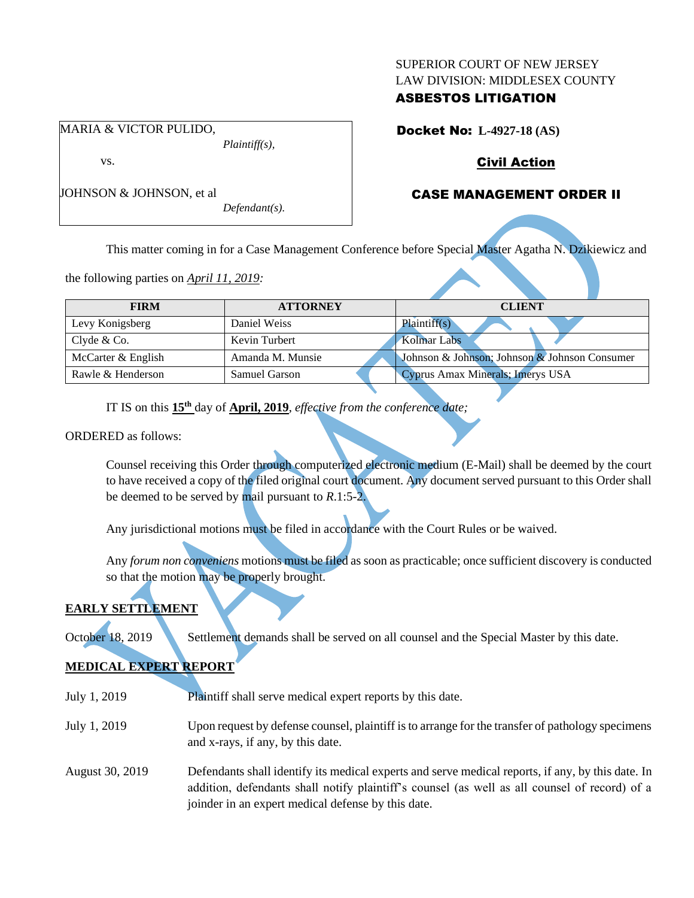SUPERIOR COURT OF NEW JERSEY
LAW DIVISION: MIDDLESEX COUNTY
**ASBESTOS LITIGATION**

MARIA & VICTOR PULIDO,
*Plaintiff(s),*

vs.

JOHNSON & JOHNSON, et al
*Defendant(s).*

**Docket No: L-4927-18 (AS)**

**Civil Action**

## CASE MANAGEMENT ORDER II

This matter coming in for a Case Management Conference before Special Master Agatha N. Dzikiewicz and the following parties on *April 11, 2019:*

| FIRM | ATTORNEY | CLIENT |
|---|---|---|
| Levy Konigsberg | Daniel Weiss | Plaintiff(s) |
| Clyde & Co. | Kevin Turbert | Kolmar Labs |
| McCarter & English | Amanda M. Munsie | Johnson & Johnson; Johnson & Johnson Consumer |
| Rawle & Henderson | Samuel Garson | Cyprus Amax Minerals; Imerys USA |

IT IS on this **15th** day of **April, 2019**, *effective from the conference date;*

ORDERED as follows:

Counsel receiving this Order through computerized electronic medium (E-Mail) shall be deemed by the court to have received a copy of the filed original court document. Any document served pursuant to this Order shall be deemed to be served by mail pursuant to *R*.1:5-2.

Any jurisdictional motions must be filed in accordance with the Court Rules or be waived.

Any *forum non conveniens* motions must be filed as soon as practicable; once sufficient discovery is conducted so that the motion may be properly brought.

**EARLY SETTLEMENT**

October 18, 2019 Settlement demands shall be served on all counsel and the Special Master by this date.

**MEDICAL EXPERT REPORT**

July 1, 2019 Plaintiff shall serve medical expert reports by this date.

July 1, 2019 Upon request by defense counsel, plaintiff is to arrange for the transfer of pathology specimens and x-rays, if any, by this date.

August 30, 2019 Defendants shall identify its medical experts and serve medical reports, if any, by this date. In addition, defendants shall notify plaintiff's counsel (as well as all counsel of record) of a joinder in an expert medical defense by this date.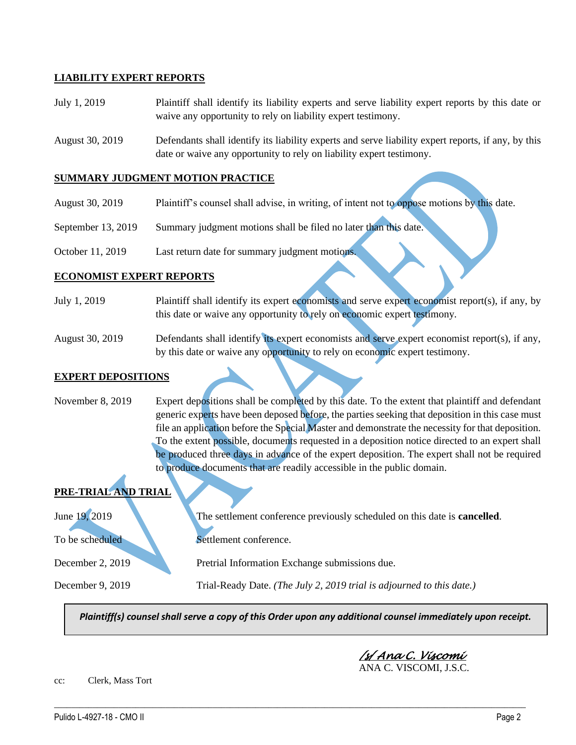**LIABILITY EXPERT REPORTS**

| | |
|---|---|
| July 1, 2019 | Plaintiff shall identify its liability experts and serve liability expert reports by this date or waive any opportunity to rely on liability expert testimony. |
| August 30, 2019 | Defendants shall identify its liability experts and serve liability expert reports, if any, by this date or waive any opportunity to rely on liability expert testimony. |

**SUMMARY JUDGMENT MOTION PRACTICE**

| | |
|---|---|
| August 30, 2019 | Plaintiff's counsel shall advise, in writing, of intent not to oppose motions by this date. |
| September 13, 2019 | Summary judgment motions shall be filed no later than this date. |
| October 11, 2019 | Last return date for summary judgment motions. |

**ECONOMIST EXPERT REPORTS**

| | |
|---|---|
| July 1, 2019 | Plaintiff shall identify its expert economists and serve expert economist report(s), if any, by this date or waive any opportunity to rely on economic expert testimony. |
| August 30, 2019 | Defendants shall identify its expert economists and serve expert economist report(s), if any, by this date or waive any opportunity to rely on economic expert testimony. |

**EXPERT DEPOSITIONS**

| | |
|---|---|
| November 8, 2019 | Expert depositions shall be completed by this date. To the extent that plaintiff and defendant generic experts have been deposed before, the parties seeking that deposition in this case must file an application before the Special Master and demonstrate the necessity for that deposition. To the extent possible, documents requested in a deposition notice directed to an expert shall be produced three days in advance of the expert deposition. The expert shall not be required to produce documents that are readily accessible in the public domain. |

**PRE-TRIAL AND TRIAL**

| | |
|---|---|
| June 19, 2019 | The settlement conference previously scheduled on this date is **cancelled**. |
| To be scheduled | Settlement conference. |
| December 2, 2019 | Pretrial Information Exchange submissions due. |
| December 9, 2019 | Trial-Ready Date. *(The July 2, 2019 trial is adjourned to this date.)* |

***Plaintiff(s) counsel shall serve a copy of this Order upon any additional counsel immediately upon receipt.***

*/s/ Ana C. Viscomi*
ANA C. VISCOMI, J.S.C.

cc: Clerk, Mass Tort

VACATED